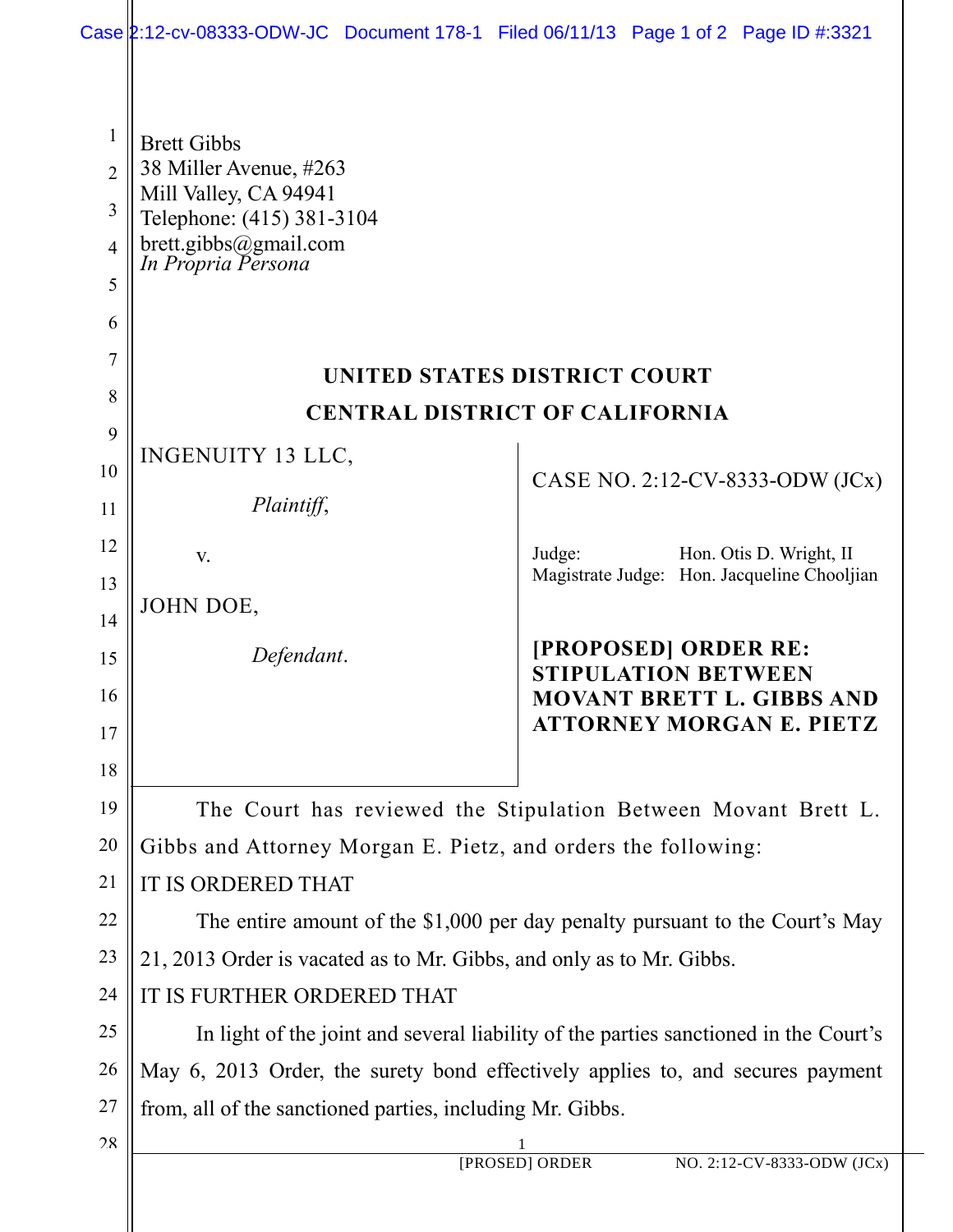Brett Gibbs
38 Miller Avenue, #263
Mill Valley, CA 94941
Telephone: (415) 381-3104
brett.gibbs@gmail.com
*In Propria Persona*

**UNITED STATES DISTRICT COURT**

**CENTRAL DISTRICT OF CALIFORNIA**

| | |
|---|---|
| INGENUITY 13 LLC,<br><br>*Plaintiff*,<br><br>v.<br><br>JOHN DOE,<br><br>*Defendant*. | CASE NO. 2:12-CV-8333-ODW (JCx)<br><br>Judge: Hon. Otis D. Wright, II<br>Magistrate Judge: Hon. Jacqueline Chooljian<br><br>**[PROPOSED] ORDER RE: STIPULATION BETWEEN MOVANT BRETT L. GIBBS AND ATTORNEY MORGAN E. PIETZ** |

The Court has reviewed the Stipulation Between Movant Brett L. Gibbs and Attorney Morgan E. Pietz, and orders the following:

IT IS ORDERED THAT

The entire amount of the $1,000 per day penalty pursuant to the Court's May 21, 2013 Order is vacated as to Mr. Gibbs, and only as to Mr. Gibbs.

IT IS FURTHER ORDERED THAT

In light of the joint and several liability of the parties sanctioned in the Court's May 6, 2013 Order, the surety bond effectively applies to, and secures payment from, all of the sanctioned parties, including Mr. Gibbs.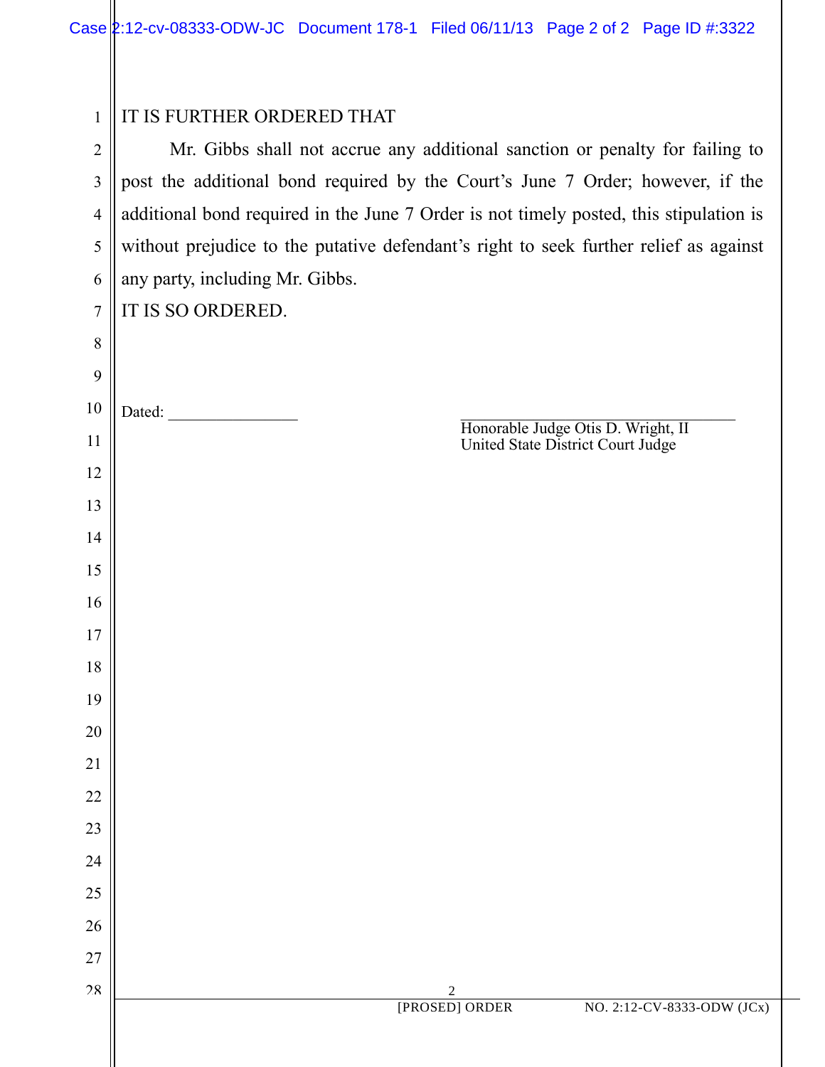IT IS FURTHER ORDERED THAT

Mr. Gibbs shall not accrue any additional sanction or penalty for failing to post the additional bond required by the Court's June 7 Order; however, if the additional bond required in the June 7 Order is not timely posted, this stipulation is without prejudice to the putative defendant's right to seek further relief as against any party, including Mr. Gibbs.

IT IS SO ORDERED.

Dated: _______________

_______________________________

Honorable Judge Otis D. Wright, II
United State District Court Judge

[PROSED] ORDER NO. 2:12-CV-8333-ODW (JCx)